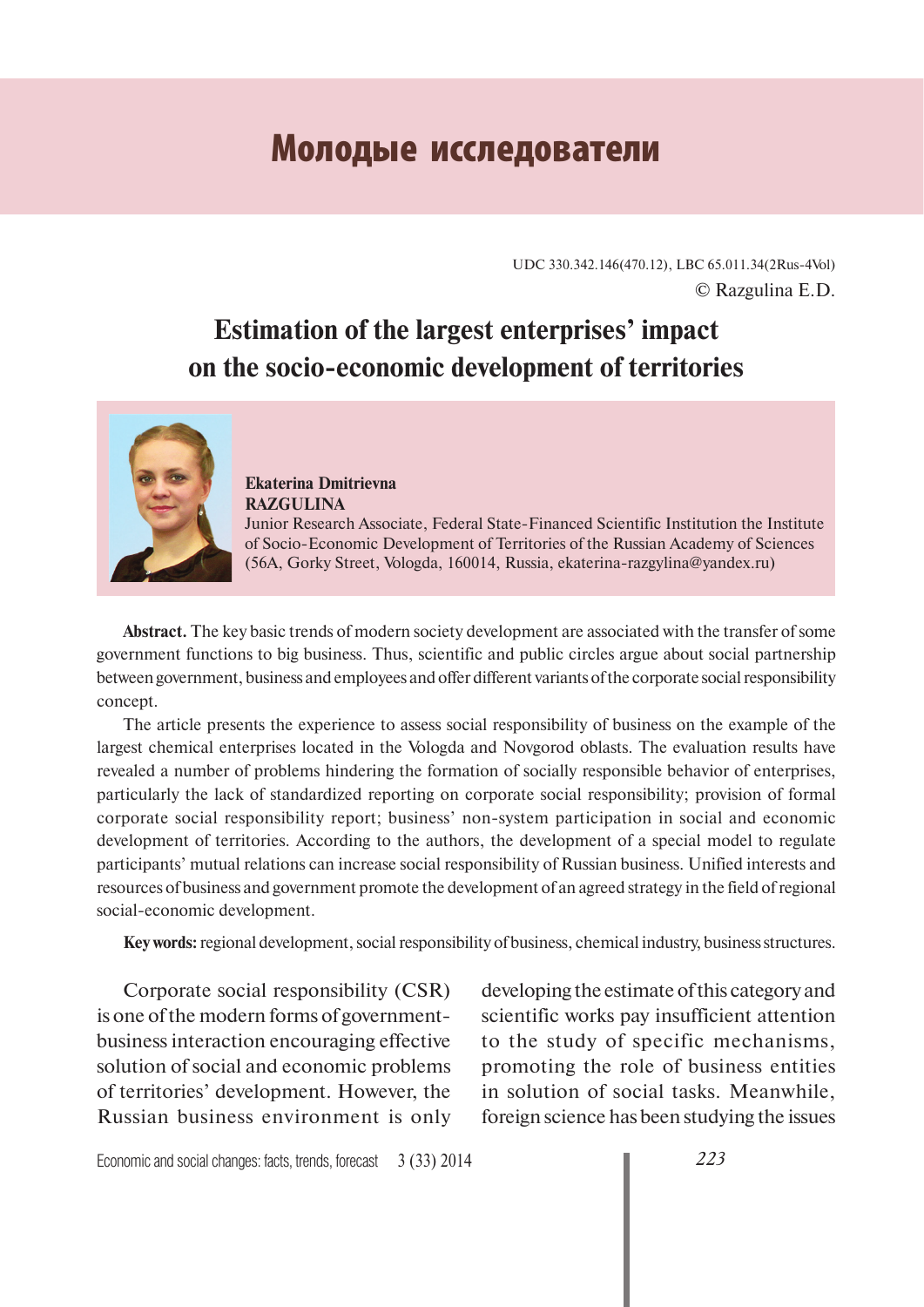# Молодые исследователи

UDC 330.342.146(470.12), LBC 65.011.34(2Rus-4Vol)
© Razgulina E.D.

## Estimation of the largest enterprises' impact on the socio-economic development of territories

**Ekaterina Dmitrievna RAZGULINA**
Junior Research Associate, Federal State-Financed Scientific Institution the Institute of Socio-Economic Development of Territories of the Russian Academy of Sciences (56A, Gorky Street, Vologda, 160014, Russia, ekaterina-razgylina@yandex.ru)

**Abstract.** The key basic trends of modern society development are associated with the transfer of some government functions to big business. Thus, scientific and public circles argue about social partnership between government, business and employees and offer different variants of the corporate social responsibility concept.

The article presents the experience to assess social responsibility of business on the example of the largest chemical enterprises located in the Vologda and Novgorod oblasts. The evaluation results have revealed a number of problems hindering the formation of socially responsible behavior of enterprises, particularly the lack of standardized reporting on corporate social responsibility; provision of formal corporate social responsibility report; business' non-system participation in social and economic development of territories. According to the authors, the development of a special model to regulate participants' mutual relations can increase social responsibility of Russian business. Unified interests and resources of business and government promote the development of an agreed strategy in the field of regional social-economic development.

**Key words:** regional development, social responsibility of business, chemical industry, business structures.

Corporate social responsibility (CSR) is one of the modern forms of government-business interaction encouraging effective solution of social and economic problems of territories' development. However, the Russian business environment is only developing the estimate of this category and scientific works pay insufficient attention to the study of specific mechanisms, promoting the role of business entities in solution of social tasks. Meanwhile, foreign science has been studying the issues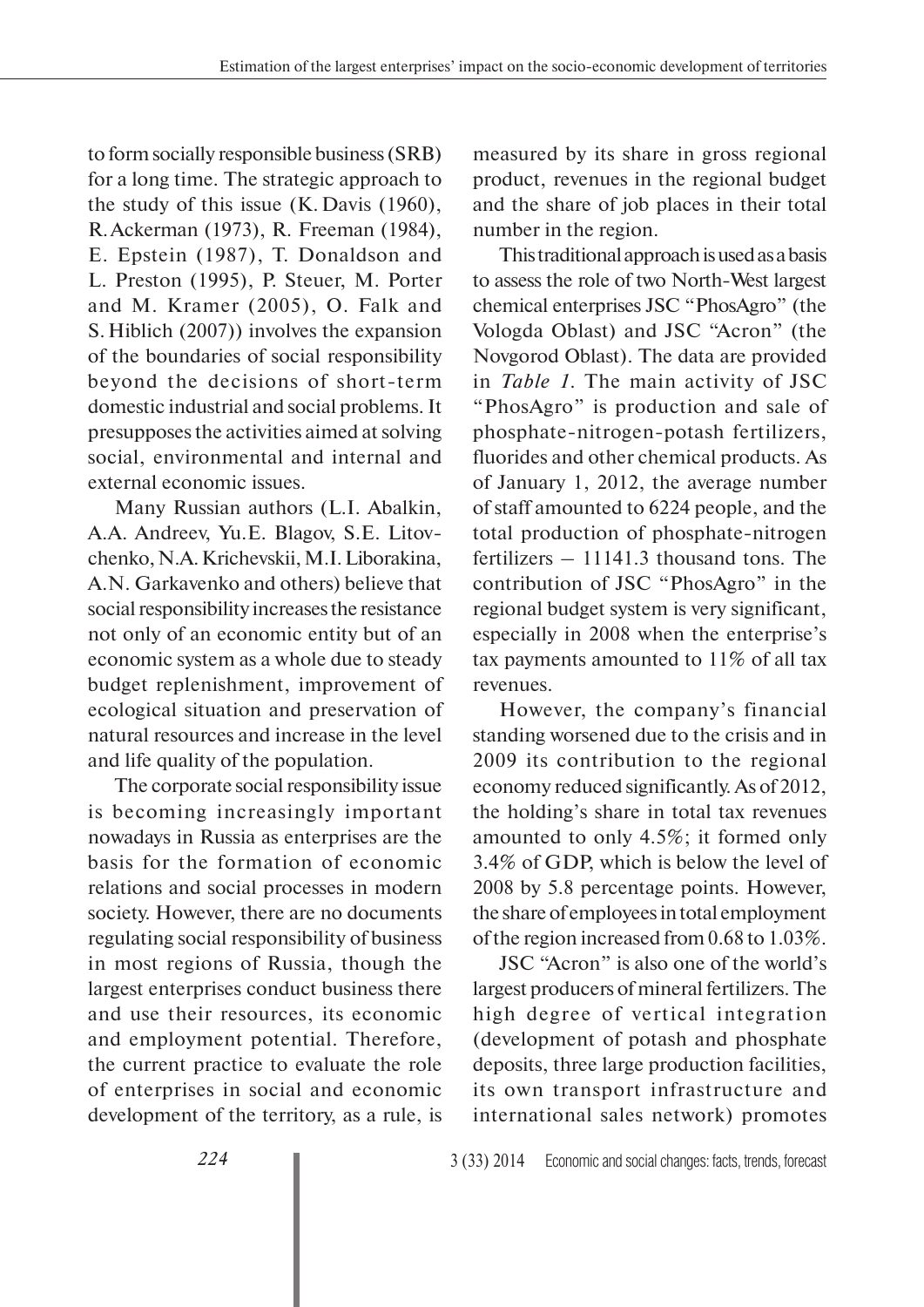to form socially responsible business (SRB) for a long time. The strategic approach to the study of this issue (K. Davis (1960), R. Ackerman (1973), R. Freeman (1984), E. Epstein (1987), T. Donaldson and L. Preston (1995), P. Steuer, M. Porter and M. Kramer (2005), O. Falk and S. Hiblich (2007)) involves the expansion of the boundaries of social responsibility beyond the decisions of short-term domestic industrial and social problems. It presupposes the activities aimed at solving social, environmental and internal and external economic issues.

Many Russian authors (L.I. Abalkin, A.A. Andreev, Yu.E. Blagov, S.E. Litovchenko, N.A. Krichevskii, M.I. Liborakina, A.N. Garkavenko and others) believe that social responsibility increases the resistance not only of an economic entity but of an economic system as a whole due to steady budget replenishment, improvement of ecological situation and preservation of natural resources and increase in the level and life quality of the population.

The corporate social responsibility issue is becoming increasingly important nowadays in Russia as enterprises are the basis for the formation of economic relations and social processes in modern society. However, there are no documents regulating social responsibility of business in most regions of Russia, though the largest enterprises conduct business there and use their resources, its economic and employment potential. Therefore, the current practice to evaluate the role of enterprises in social and economic development of the territory, as a rule, is measured by its share in gross regional product, revenues in the regional budget and the share of job places in their total number in the region.

This traditional approach is used as a basis to assess the role of two North-West largest chemical enterprises JSC "PhosAgro" (the Vologda Oblast) and JSC "Acron" (the Novgorod Oblast). The data are provided in *Table 1*. The main activity of JSC "PhosAgro" is production and sale of phosphate-nitrogen-potash fertilizers, fluorides and other chemical products. As of January 1, 2012, the average number of staff amounted to 6224 people, and the total production of phosphate-nitrogen fertilizers – 11141.3 thousand tons. The contribution of JSC "PhosAgro" in the regional budget system is very significant, especially in 2008 when the enterprise's tax payments amounted to 11% of all tax revenues.

However, the company's financial standing worsened due to the crisis and in 2009 its contribution to the regional economy reduced significantly. As of 2012, the holding's share in total tax revenues amounted to only 4.5%; it formed only 3.4% of GDP, which is below the level of 2008 by 5.8 percentage points. However, the share of employees in total employment of the region increased from 0.68 to 1.03%.

JSC "Acron" is also one of the world's largest producers of mineral fertilizers. The high degree of vertical integration (development of potash and phosphate deposits, three large production facilities, its own transport infrastructure and international sales network) promotes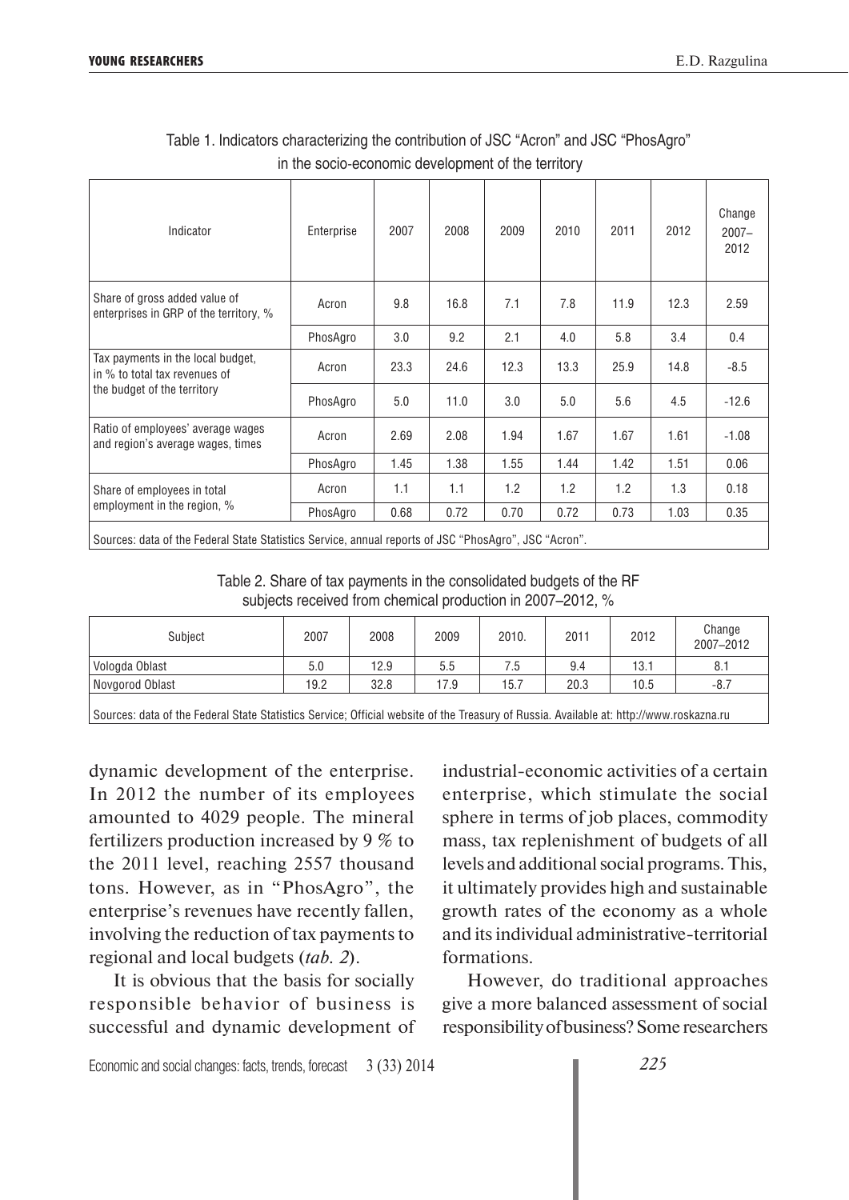Table 1. Indicators characterizing the contribution of JSC "Acron" and JSC "PhosAgro" in the socio-economic development of the territory

| Indicator | Enterprise | 2007 | 2008 | 2009 | 2010 | 2011 | 2012 | Change 2007–2012 |
|---|---|---|---|---|---|---|---|---|
| Share of gross added value of enterprises in GRP of the territory, % | Acron | 9.8 | 16.8 | 7.1 | 7.8 | 11.9 | 12.3 | 2.59 |
| | PhosAgro | 3.0 | 9.2 | 2.1 | 4.0 | 5.8 | 3.4 | 0.4 |
| Tax payments in the local budget, in % to total tax revenues of the budget of the territory | Acron | 23.3 | 24.6 | 12.3 | 13.3 | 25.9 | 14.8 | -8.5 |
| | PhosAgro | 5.0 | 11.0 | 3.0 | 5.0 | 5.6 | 4.5 | -12.6 |
| Ratio of employees' average wages and region's average wages, times | Acron | 2.69 | 2.08 | 1.94 | 1.67 | 1.67 | 1.61 | -1.08 |
| | PhosAgro | 1.45 | 1.38 | 1.55 | 1.44 | 1.42 | 1.51 | 0.06 |
| Share of employees in total employment in the region, % | Acron | 1.1 | 1.1 | 1.2 | 1.2 | 1.2 | 1.3 | 0.18 |
| | PhosAgro | 0.68 | 0.72 | 0.70 | 0.72 | 0.73 | 1.03 | 0.35 |

Sources: data of the Federal State Statistics Service, annual reports of JSC "PhosAgro", JSC "Acron".

Table 2. Share of tax payments in the consolidated budgets of the RF subjects received from chemical production in 2007–2012, %

| Subject | 2007 | 2008 | 2009 | 2010. | 2011 | 2012 | Change 2007–2012 |
|---|---|---|---|---|---|---|---|
| Vologda Oblast | 5.0 | 12.9 | 5.5 | 7.5 | 9.4 | 13.1 | 8.1 |
| Novgorod Oblast | 19.2 | 32.8 | 17.9 | 15.7 | 20.3 | 10.5 | -8.7 |

Sources: data of the Federal State Statistics Service; Official website of the Treasury of Russia. Available at: http://www.roskazna.ru

dynamic development of the enterprise. In 2012 the number of its employees amounted to 4029 people. The mineral fertilizers production increased by 9 % to the 2011 level, reaching 2557 thousand tons. However, as in "PhosAgro", the enterprise's revenues have recently fallen, involving the reduction of tax payments to regional and local budgets (*tab. 2*).

It is obvious that the basis for socially responsible behavior of business is successful and dynamic development of industrial-economic activities of a certain enterprise, which stimulate the social sphere in terms of job places, commodity mass, tax replenishment of budgets of all levels and additional social programs. This, it ultimately provides high and sustainable growth rates of the economy as a whole and its individual administrative-territorial formations.

However, do traditional approaches give a more balanced assessment of social responsibility of business? Some researchers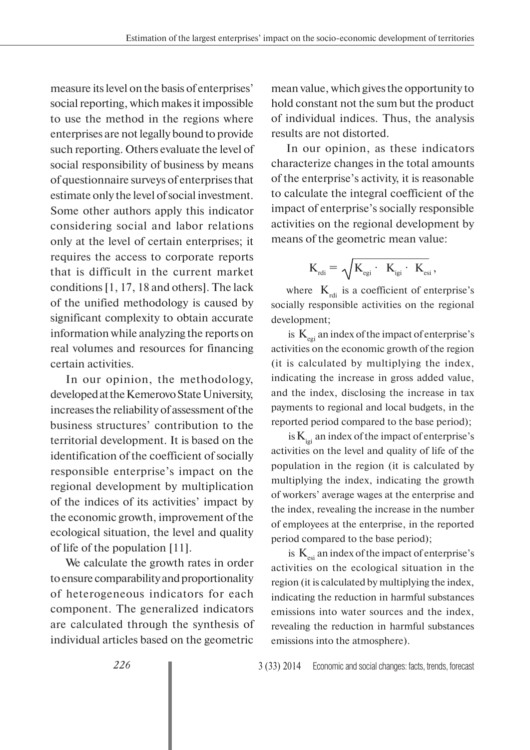measure its level on the basis of enterprises' social reporting, which makes it impossible to use the method in the regions where enterprises are not legally bound to provide such reporting. Others evaluate the level of social responsibility of business by means of questionnaire surveys of enterprises that estimate only the level of social investment. Some other authors apply this indicator considering social and labor relations only at the level of certain enterprises; it requires the access to corporate reports that is difficult in the current market conditions [1, 17, 18 and others]. The lack of the unified methodology is caused by significant complexity to obtain accurate information while analyzing the reports on real volumes and resources for financing certain activities.

In our opinion, the methodology, developed at the Kemerovo State University, increases the reliability of assessment of the business structures' contribution to the territorial development. It is based on the identification of the coefficient of socially responsible enterprise's impact on the regional development by multiplication of the indices of its activities' impact by the economic growth, improvement of the ecological situation, the level and quality of life of the population [11].

We calculate the growth rates in order to ensure comparability and proportionality of heterogeneous indicators for each component. The generalized indicators are calculated through the synthesis of individual articles based on the geometric mean value, which gives the opportunity to hold constant not the sum but the product of individual indices. Thus, the analysis results are not distorted.

In our opinion, as these indicators characterize changes in the total amounts of the enterprise's activity, it is reasonable to calculate the integral coefficient of the impact of enterprise's socially responsible activities on the regional development by means of the geometric mean value:

$$K_{rdi} = \sqrt{K_{egi} \cdot \ K_{igi} \cdot \ K_{esi}},$$

where $K_{rdi}$ is a coefficient of enterprise's socially responsible activities on the regional development;

is $K_{egi}$ an index of the impact of enterprise's activities on the economic growth of the region (it is calculated by multiplying the index, indicating the increase in gross added value, and the index, disclosing the increase in tax payments to regional and local budgets, in the reported period compared to the base period);

is $K_{igi}$ an index of the impact of enterprise's activities on the level and quality of life of the population in the region (it is calculated by multiplying the index, indicating the growth of workers' average wages at the enterprise and the index, revealing the increase in the number of employees at the enterprise, in the reported period compared to the base period);

is $K_{esi}$ an index of the impact of enterprise's activities on the ecological situation in the region (it is calculated by multiplying the index, indicating the reduction in harmful substances emissions into water sources and the index, revealing the reduction in harmful substances emissions into the atmosphere).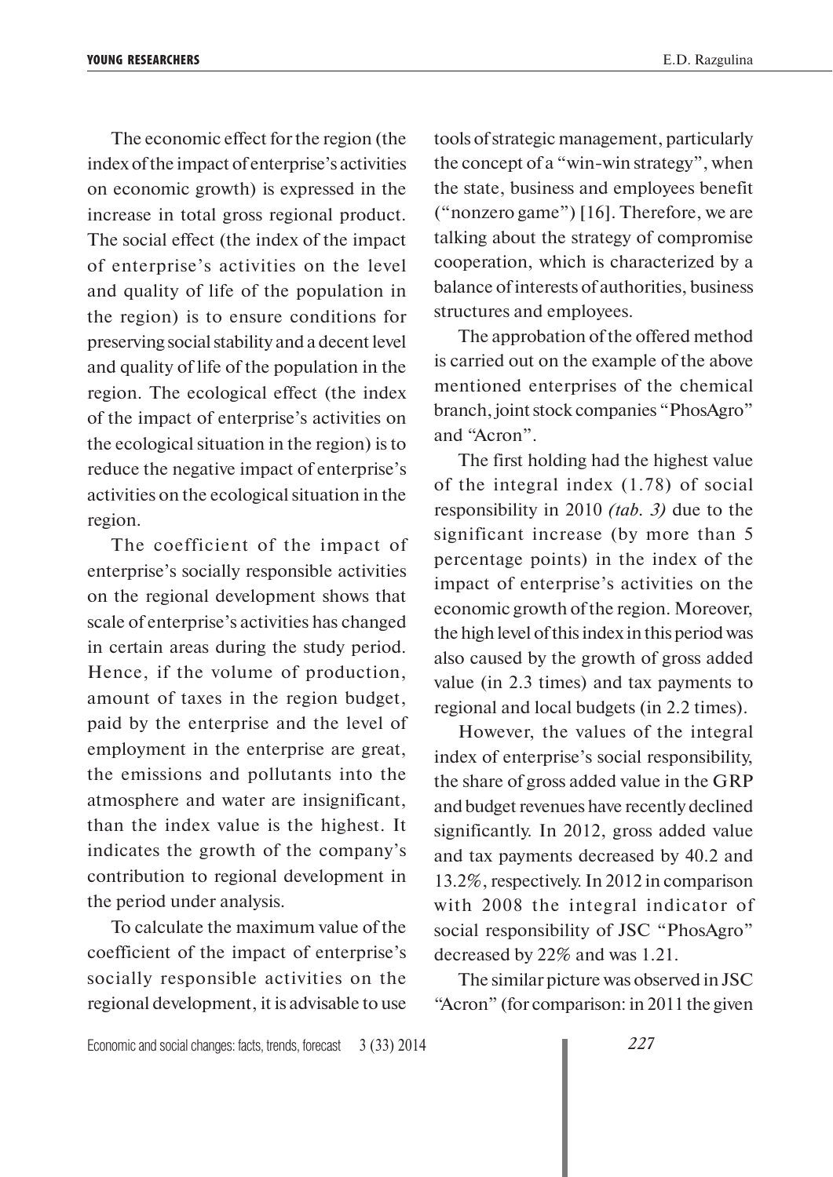The economic effect for the region (the index of the impact of enterprise's activities on economic growth) is expressed in the increase in total gross regional product. The social effect (the index of the impact of enterprise's activities on the level and quality of life of the population in the region) is to ensure conditions for preserving social stability and a decent level and quality of life of the population in the region. The ecological effect (the index of the impact of enterprise's activities on the ecological situation in the region) is to reduce the negative impact of enterprise's activities on the ecological situation in the region.

The coefficient of the impact of enterprise's socially responsible activities on the regional development shows that scale of enterprise's activities has changed in certain areas during the study period. Hence, if the volume of production, amount of taxes in the region budget, paid by the enterprise and the level of employment in the enterprise are great, the emissions and pollutants into the atmosphere and water are insignificant, than the index value is the highest. It indicates the growth of the company's contribution to regional development in the period under analysis.

To calculate the maximum value of the coefficient of the impact of enterprise's socially responsible activities on the regional development, it is advisable to use tools of strategic management, particularly the concept of a "win-win strategy", when the state, business and employees benefit ("nonzero game") [16]. Therefore, we are talking about the strategy of compromise cooperation, which is characterized by a balance of interests of authorities, business structures and employees.

The approbation of the offered method is carried out on the example of the above mentioned enterprises of the chemical branch, joint stock companies "PhosAgro" and "Acron".

The first holding had the highest value of the integral index (1.78) of social responsibility in 2010 *(tab. 3)* due to the significant increase (by more than 5 percentage points) in the index of the impact of enterprise's activities on the economic growth of the region. Moreover, the high level of this index in this period was also caused by the growth of gross added value (in 2.3 times) and tax payments to regional and local budgets (in 2.2 times).

However, the values of the integral index of enterprise's social responsibility, the share of gross added value in the GRP and budget revenues have recently declined significantly. In 2012, gross added value and tax payments decreased by 40.2 and 13.2%, respectively. In 2012 in comparison with 2008 the integral indicator of social responsibility of JSC "PhosAgro" decreased by 22% and was 1.21.

The similar picture was observed in JSC "Acron" (for comparison: in 2011 the given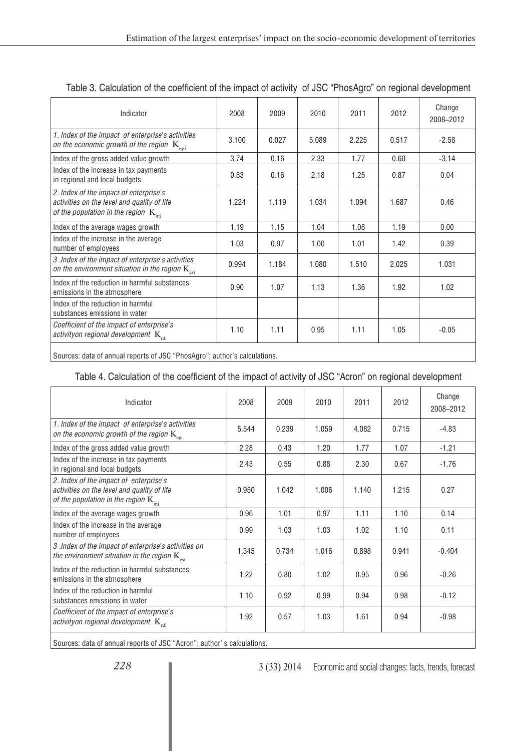Table 3. Calculation of the coefficient of the impact of activity of JSC "PhosAgro" on regional development

| Indicator | 2008 | 2009 | 2010 | 2011 | 2012 | Change 2008–2012 |
|---|---|---|---|---|---|---|
| *1. Index of the impact of enterprise's activities on the economic growth of the region $K_{egi}$* | 3.100 | 0.027 | 5.089 | 2.225 | 0.517 | -2.58 |
| Index of the gross added value growth | 3.74 | 0.16 | 2.33 | 1.77 | 0.60 | -3.14 |
| Index of the increase in tax payments in regional and local budgets | 0.83 | 0.16 | 2.18 | 1.25 | 0.87 | 0.04 |
| *2. Index of the impact of enterprise's activities on the level and quality of life of the population in the region $K_{igi}$* | 1.224 | 1.119 | 1.034 | 1.094 | 1.687 | 0.46 |
| Index of the average wages growth | 1.19 | 1.15 | 1.04 | 1.08 | 1.19 | 0.00 |
| Index of the increase in the average number of employees | 1.03 | 0.97 | 1.00 | 1.01 | 1.42 | 0.39 |
| *3 .Index of the impact of enterprise's activities on the environment situation in the region $K_{esi}$* | 0.994 | 1.184 | 1.080 | 1.510 | 2.025 | 1.031 |
| Index of the reduction in harmful substances emissions in the atmosphere | 0.90 | 1.07 | 1.13 | 1.36 | 1.92 | 1.02 |
| Index of the reduction in harmful substances emissions in water | | | | | | |
| *Coefficient of the impact of enterprise's activityon regional development $K_{rdi}$* | 1.10 | 1.11 | 0.95 | 1.11 | 1.05 | -0.05 |

Sources: data of annual reports of JSC "PhosAgro"; author's calculations.

Table 4. Calculation of the coefficient of the impact of activity of JSC "Acron" on regional development

| Indicator | 2008 | 2009 | 2010 | 2011 | 2012 | Change 2008–2012 |
|---|---|---|---|---|---|---|
| *1. Index of the impact of enterprise's activities on the economic growth of the region $K_{egi}$* | 5.544 | 0.239 | 1.059 | 4.082 | 0.715 | -4.83 |
| Index of the gross added value growth | 2.28 | 0.43 | 1.20 | 1.77 | 1.07 | -1.21 |
| Index of the increase in tax payments in regional and local budgets | 2.43 | 0.55 | 0.88 | 2.30 | 0.67 | -1.76 |
| *2. Index of the impact of enterprise's activities on the level and quality of life of the population in the region $K_{igi}$* | 0.950 | 1.042 | 1.006 | 1.140 | 1.215 | 0.27 |
| Index of the average wages growth | 0.96 | 1.01 | 0.97 | 1.11 | 1.10 | 0.14 |
| Index of the increase in the average number of employees | 0.99 | 1.03 | 1.03 | 1.02 | 1.10 | 0.11 |
| *3 .Index of the impact of enterprise's activities on the environment situation in the region $K_{esi}$* | 1.345 | 0.734 | 1.016 | 0.898 | 0.941 | -0.404 |
| Index of the reduction in harmful substances emissions in the atmosphere | 1.22 | 0.80 | 1.02 | 0.95 | 0.96 | -0.26 |
| Index of the reduction in harmful substances emissions in water | 1.10 | 0.92 | 0.99 | 0.94 | 0.98 | -0.12 |
| *Coefficient of the impact of enterprise's activityon regional development $K_{rdi}$* | 1.92 | 0.57 | 1.03 | 1.61 | 0.94 | -0.98 |

Sources: data of annual reports of JSC "Acron"; author' s calculations.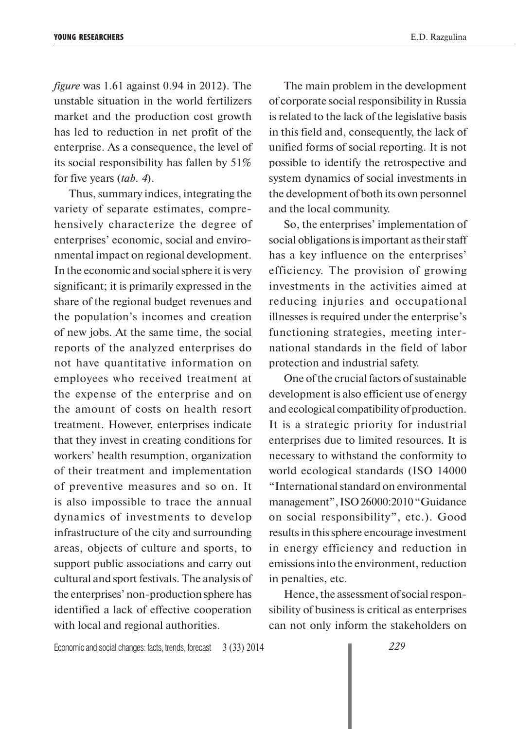*figure* was 1.61 against 0.94 in 2012). The unstable situation in the world fertilizers market and the production cost growth has led to reduction in net profit of the enterprise. As a consequence, the level of its social responsibility has fallen by 51% for five years (*tab. 4*).

Thus, summary indices, integrating the variety of separate estimates, comprehensively characterize the degree of enterprises' economic, social and environmental impact on regional development. In the economic and social sphere it is very significant; it is primarily expressed in the share of the regional budget revenues and the population's incomes and creation of new jobs. At the same time, the social reports of the analyzed enterprises do not have quantitative information on employees who received treatment at the expense of the enterprise and on the amount of costs on health resort treatment. However, enterprises indicate that they invest in creating conditions for workers' health resumption, organization of their treatment and implementation of preventive measures and so on. It is also impossible to trace the annual dynamics of investments to develop infrastructure of the city and surrounding areas, objects of culture and sports, to support public associations and carry out cultural and sport festivals. The analysis of the enterprises' non-production sphere has identified a lack of effective cooperation with local and regional authorities.

The main problem in the development of corporate social responsibility in Russia is related to the lack of the legislative basis in this field and, consequently, the lack of unified forms of social reporting. It is not possible to identify the retrospective and system dynamics of social investments in the development of both its own personnel and the local community.

So, the enterprises' implementation of social obligations is important as their staff has a key influence on the enterprises' efficiency. The provision of growing investments in the activities aimed at reducing injuries and occupational illnesses is required under the enterprise's functioning strategies, meeting international standards in the field of labor protection and industrial safety.

One of the crucial factors of sustainable development is also efficient use of energy and ecological compatibility of production. It is a strategic priority for industrial enterprises due to limited resources. It is necessary to withstand the conformity to world ecological standards (ISO 14000 "International standard on environmental management", ISO 26000:2010 "Guidance on social responsibility", etc.). Good results in this sphere encourage investment in energy efficiency and reduction in emissions into the environment, reduction in penalties, etc.

Hence, the assessment of social responsibility of business is critical as enterprises can not only inform the stakeholders on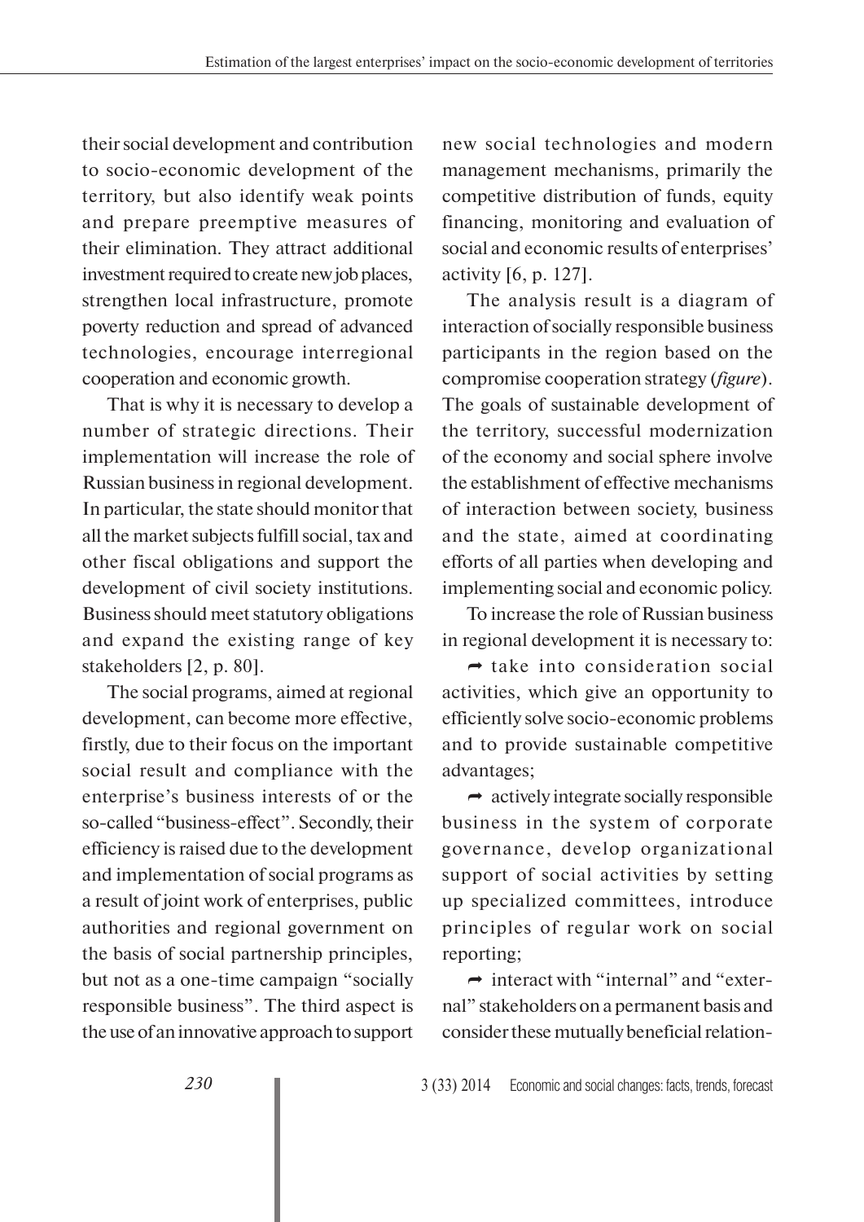their social development and contribution to socio-economic development of the territory, but also identify weak points and prepare preemptive measures of their elimination. They attract additional investment required to create new job places, strengthen local infrastructure, promote poverty reduction and spread of advanced technologies, encourage interregional cooperation and economic growth.

That is why it is necessary to develop a number of strategic directions. Their implementation will increase the role of Russian business in regional development. In particular, the state should monitor that all the market subjects fulfill social, tax and other fiscal obligations and support the development of civil society institutions. Business should meet statutory obligations and expand the existing range of key stakeholders [2, p. 80].

The social programs, aimed at regional development, can become more effective, firstly, due to their focus on the important social result and compliance with the enterprise's business interests of or the so-called "business-effect". Secondly, their efficiency is raised due to the development and implementation of social programs as a result of joint work of enterprises, public authorities and regional government on the basis of social partnership principles, but not as a one-time campaign "socially responsible business". The third aspect is the use of an innovative approach to support new social technologies and modern management mechanisms, primarily the competitive distribution of funds, equity financing, monitoring and evaluation of social and economic results of enterprises' activity [6, p. 127].

The analysis result is a diagram of interaction of socially responsible business participants in the region based on the compromise cooperation strategy (*figure*). The goals of sustainable development of the territory, successful modernization of the economy and social sphere involve the establishment of effective mechanisms of interaction between society, business and the state, aimed at coordinating efforts of all parties when developing and implementing social and economic policy.

To increase the role of Russian business in regional development it is necessary to:

- take into consideration social activities, which give an opportunity to efficiently solve socio-economic problems and to provide sustainable competitive advantages;
- actively integrate socially responsible business in the system of corporate governance, develop organizational support of social activities by setting up specialized committees, introduce principles of regular work on social reporting;
- interact with "internal" and "external" stakeholders on a permanent basis and consider these mutually beneficial relation-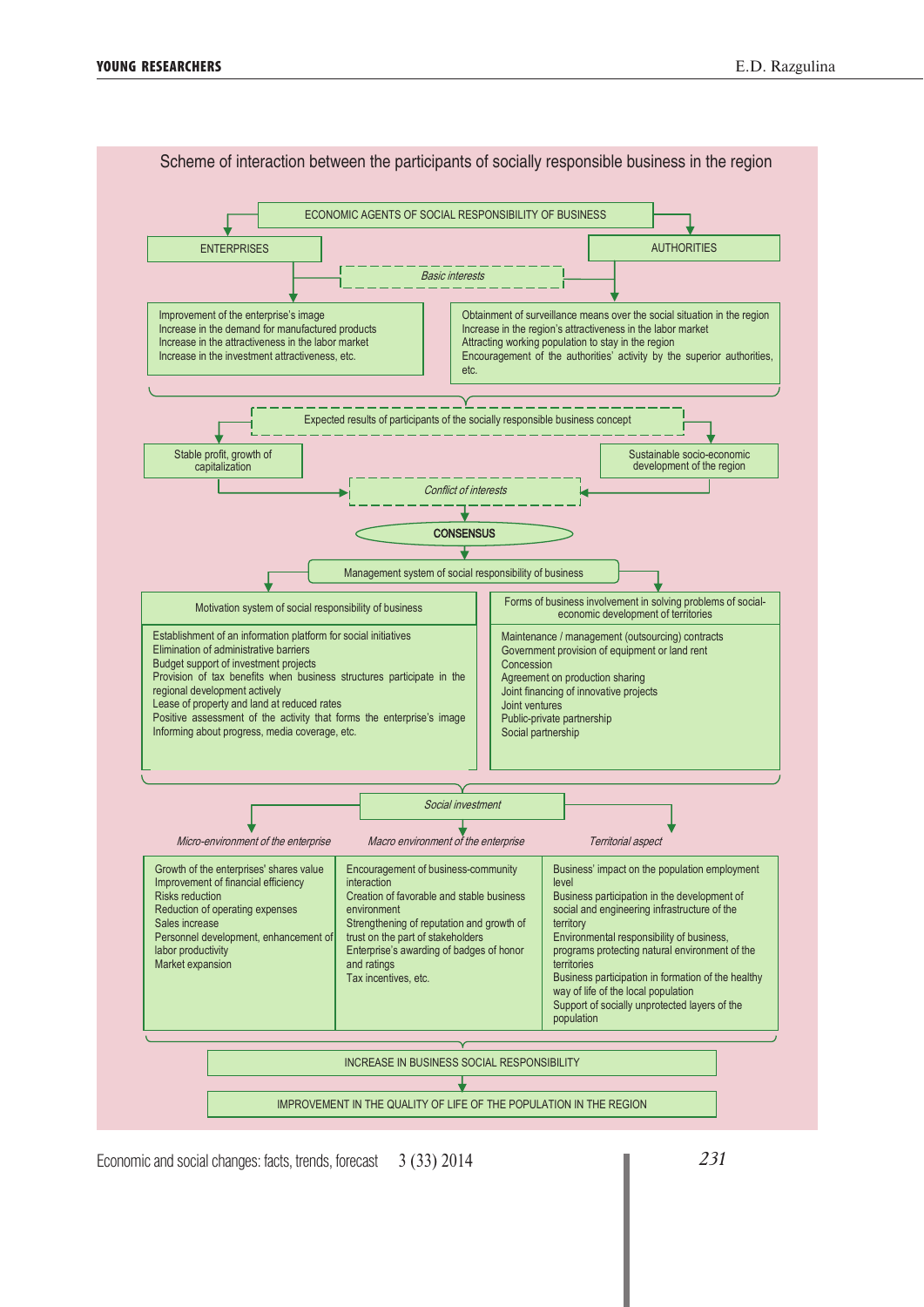## Scheme of interaction between the participants of socially responsible business in the region

**ECONOMIC AGENTS OF SOCIAL RESPONSIBILITY OF BUSINESS**

**ENTERPRISES** | **AUTHORITIES**

*Basic interests*

**Enterprises:**
- Improvement of the enterprise's image
- Increase in the demand for manufactured products
- Increase in the attractiveness in the labor market
- Increase in the investment attractiveness, etc.

**Authorities:**
- Obtainment of surveillance means over the social situation in the region
- Increase in the region's attractiveness in the labor market
- Attracting working population to stay in the region
- Encouragement of the authorities' activity by the superior authorities, etc.

**Expected results of participants of the socially responsible business concept**

- Stable profit, growth of capitalization
- Sustainable socio-economic development of the region

*Conflict of interests*

**CONSENSUS**

**Management system of social responsibility of business**

**Motivation system of social responsibility of business**
- Establishment of an information platform for social initiatives
- Elimination of administrative barriers
- Budget support of investment projects
- Provision of tax benefits when business structures participate in the regional development actively
- Lease of property and land at reduced rates
- Positive assessment of the activity that forms the enterprise's image
- Informing about progress, media coverage, etc.

**Forms of business involvement in solving problems of social-economic development of territories**
- Maintenance / management (outsourcing) contracts
- Government provision of equipment or land rent
- Concession
- Agreement on production sharing
- Joint financing of innovative projects
- Joint ventures
- Public-private partnership
- Social partnership

*Social investment*

| *Micro-environment of the enterprise* | *Macro environment of the enterprise* | *Territorial aspect* |
|---|---|---|
| Growth of the enterprises' shares value<br>Improvement of financial efficiency<br>Risks reduction<br>Reduction of operating expenses<br>Sales increase<br>Personnel development, enhancement of labor productivity<br>Market expansion | Encouragement of business-community interaction<br>Creation of favorable and stable business environment<br>Strengthening of reputation and growth of trust on the part of stakeholders<br>Enterprise's awarding of badges of honor and ratings<br>Tax incentives, etc. | Business' impact on the population employment level<br>Business participation in the development of social and engineering infrastructure of the territory<br>Environmental responsibility of business, programs protecting natural environment of the territories<br>Business participation in formation of the healthy way of life of the local population<br>Support of socially unprotected layers of the population |

**INCREASE IN BUSINESS SOCIAL RESPONSIBILITY**

**IMPROVEMENT IN THE QUALITY OF LIFE OF THE POPULATION IN THE REGION**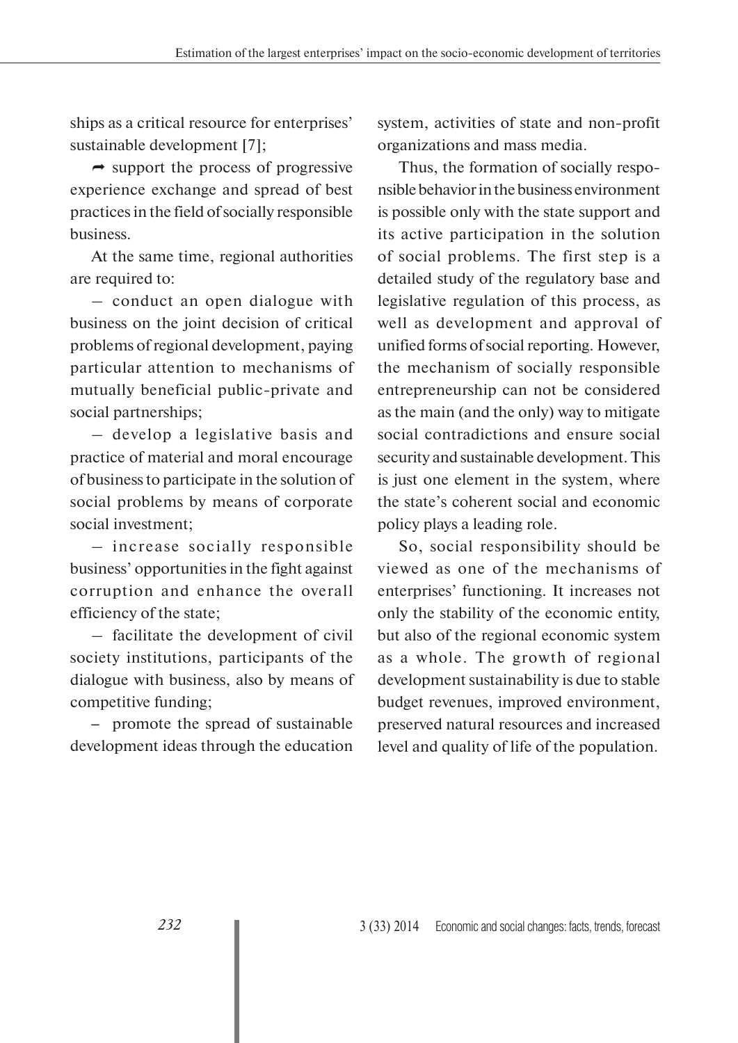ships as a critical resource for enterprises' sustainable development [7];

➙ support the process of progressive experience exchange and spread of best practices in the field of socially responsible business.

At the same time, regional authorities are required to:

– conduct an open dialogue with business on the joint decision of critical problems of regional development, paying particular attention to mechanisms of mutually beneficial public-private and social partnerships;

– develop a legislative basis and practice of material and moral encourage of business to participate in the solution of social problems by means of corporate social investment;

– increase socially responsible business' opportunities in the fight against corruption and enhance the overall efficiency of the state;

– facilitate the development of civil society institutions, participants of the dialogue with business, also by means of competitive funding;

– promote the spread of sustainable development ideas through the education system, activities of state and non-profit organizations and mass media.

Thus, the formation of socially responsible behavior in the business environment is possible only with the state support and its active participation in the solution of social problems. The first step is a detailed study of the regulatory base and legislative regulation of this process, as well as development and approval of unified forms of social reporting. However, the mechanism of socially responsible entrepreneurship can not be considered as the main (and the only) way to mitigate social contradictions and ensure social security and sustainable development. This is just one element in the system, where the state's coherent social and economic policy plays a leading role.

So, social responsibility should be viewed as one of the mechanisms of enterprises' functioning. It increases not only the stability of the economic entity, but also of the regional economic system as a whole. The growth of regional development sustainability is due to stable budget revenues, improved environment, preserved natural resources and increased level and quality of life of the population.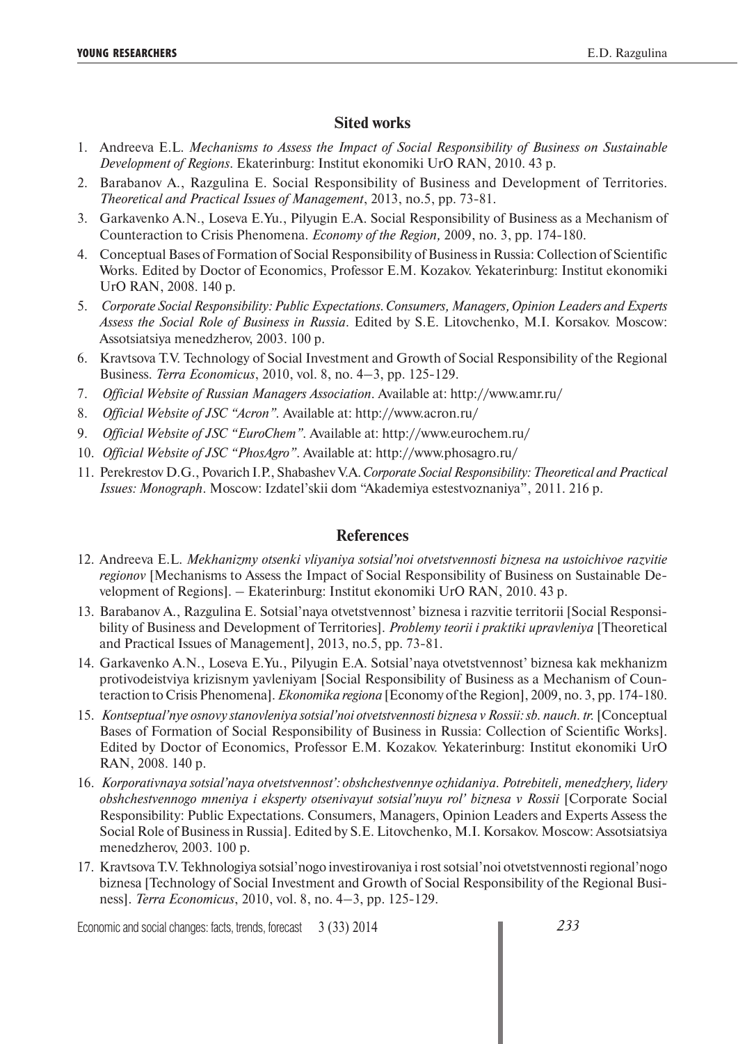## Sited works

1. Andreeva E.L. *Mechanisms to Assess the Impact of Social Responsibility of Business on Sustainable Development of Regions*. Ekaterinburg: Institut ekonomiki UrO RAN, 2010. 43 p.
2. Barabanov A., Razgulina E. Social Responsibility of Business and Development of Territories. *Theoretical and Practical Issues of Management*, 2013, no.5, pp. 73-81.
3. Garkavenko A.N., Loseva E.Yu., Pilyugin E.A. Social Responsibility of Business as a Mechanism of Counteraction to Crisis Phenomena. *Economy of the Region,* 2009, no. 3, pp. 174-180.
4. Conceptual Bases of Formation of Social Responsibility of Business in Russia: Collection of Scientific Works. Edited by Doctor of Economics, Professor E.M. Kozakov. Yekaterinburg: Institut ekonomiki UrO RAN, 2008. 140 p.
5. *Corporate Social Responsibility: Public Expectations. Consumers, Managers, Opinion Leaders and Experts Assess the Social Role of Business in Russia*. Edited by S.E. Litovchenko, M.I. Korsakov. Moscow: Assotsiatsiya menedzherov, 2003. 100 p.
6. Kravtsova T.V. Technology of Social Investment and Growth of Social Responsibility of the Regional Business. *Terra Economicus*, 2010, vol. 8, no. 4–3, pp. 125-129.
7. *Official Website of Russian Managers Association*. Available at: http://www.amr.ru/
8. *Official Website of JSC "Acron"*. Available at: http://www.acron.ru/
9. *Official Website of JSC "EuroChem"*. Available at: http://www.eurochem.ru/
10. *Official Website of JSC "PhosAgro"*. Available at: http://www.phosagro.ru/
11. Perekrestov D.G., Povarich I.P., Shabashev V.A. *Corporate Social Responsibility: Theoretical and Practical Issues: Monograph*. Moscow: Izdatel'skii dom "Akademiya estestvoznaniya", 2011. 216 p.

## References

12. Andreeva E.L. *Mekhanizmy otsenki vliyaniya sotsial'noi otvetstvennosti biznesa na ustoichivoe razvitie regionov* [Mechanisms to Assess the Impact of Social Responsibility of Business on Sustainable Development of Regions]. – Ekaterinburg: Institut ekonomiki UrO RAN, 2010. 43 p.
13. Barabanov A., Razgulina E. Sotsial'naya otvetstvennost' biznesa i razvitie territorii [Social Responsibility of Business and Development of Territories]. *Problemy teorii i praktiki upravleniya* [Theoretical and Practical Issues of Management], 2013, no.5, pp. 73-81.
14. Garkavenko A.N., Loseva E.Yu., Pilyugin E.A. Sotsial'naya otvetstvennost' biznesa kak mekhanizm protivodeistviya krizisnym yavleniyam [Social Responsibility of Business as a Mechanism of Counteraction to Crisis Phenomena]. *Ekonomika regiona* [Economy of the Region], 2009, no. 3, pp. 174-180.
15. *Kontseptual'nye osnovy stanovleniya sotsial'noi otvetstvennosti biznesa v Rossii: sb. nauch. tr.* [Conceptual Bases of Formation of Social Responsibility of Business in Russia: Collection of Scientific Works]. Edited by Doctor of Economics, Professor E.M. Kozakov. Yekaterinburg: Institut ekonomiki UrO RAN, 2008. 140 p.
16. *Korporativnaya sotsial'naya otvetstvennost': obshchestvennye ozhidaniya. Potrebiteli, menedzhery, lidery obshchestvennogo mneniya i eksperty otsenivayut sotsial'nuyu rol' biznesa v Rossii* [Corporate Social Responsibility: Public Expectations. Consumers, Managers, Opinion Leaders and Experts Assess the Social Role of Business in Russia]. Edited by S.E. Litovchenko, M.I. Korsakov. Moscow: Assotsiatsiya menedzherov, 2003. 100 p.
17. Kravtsova T.V. Tekhnologiya sotsial'nogo investirovaniya i rost sotsial'noi otvetstvennosti regional'nogo biznesa [Technology of Social Investment and Growth of Social Responsibility of the Regional Business]. *Terra Economicus*, 2010, vol. 8, no. 4–3, pp. 125-129.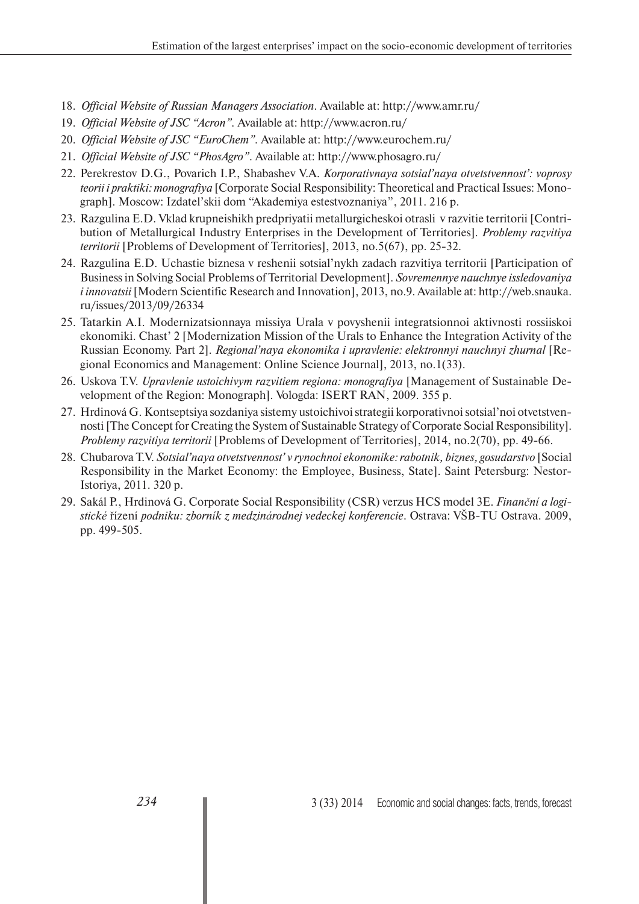18. *Official Website of Russian Managers Association*. Available at: http://www.amr.ru/
19. *Official Website of JSC "Acron"*. Available at: http://www.acron.ru/
20. *Official Website of JSC "EuroChem"*. Available at: http://www.eurochem.ru/
21. *Official Website of JSC "PhosAgro"*. Available at: http://www.phosagro.ru/
22. Perekrestov D.G., Povarich I.P., Shabashev V.A. *Korporativnaya sotsial'naya otvetstvennost': voprosy teorii i praktiki: monografiya* [Corporate Social Responsibility: Theoretical and Practical Issues: Monograph]. Moscow: Izdatel'skii dom "Akademiya estestvoznaniya", 2011. 216 p.
23. Razgulina E.D. Vklad krupneishikh predpriyatii metallurgicheskoi otrasli v razvitie territorii [Contribution of Metallurgical Industry Enterprises in the Development of Territories]. *Problemy razvitiya territorii* [Problems of Development of Territories], 2013, no.5(67), pp. 25-32.
24. Razgulina E.D. Uchastie biznesa v reshenii sotsial'nykh zadach razvitiya territorii [Participation of Business in Solving Social Problems of Territorial Development]. *Sovremennye nauchnye issledovaniya i innovatsii* [Modern Scientific Research and Innovation], 2013, no.9. Available at: http://web.snauka.ru/issues/2013/09/26334
25. Tatarkin A.I. Modernizatsionnaya missiya Urala v povyshenii integratsionnoi aktivnosti rossiiskoi ekonomiki. Chast' 2 [Modernization Mission of the Urals to Enhance the Integration Activity of the Russian Economy. Part 2]. *Regional'naya ekonomika i upravlenie: elektronnyi nauchnyi zhurnal* [Regional Economics and Management: Online Science Journal], 2013, no.1(33).
26. Uskova T.V. *Upravlenie ustoichivym razvitiem regiona: monografiya* [Management of Sustainable Development of the Region: Monograph]. Vologda: ISERT RAN, 2009. 355 p.
27. Hrdinová G. Kontseptsiya sozdaniya sistemy ustoichivoi strategii korporativnoi sotsial'noi otvetstvennosti [The Concept for Creating the System of Sustainable Strategy of Corporate Social Responsibility]. *Problemy razvitiya territorii* [Problems of Development of Territories], 2014, no.2(70), pp. 49-66.
28. Chubarova T.V. *Sotsial'naya otvetstvennost' v rynochnoi ekonomike: rabotnik, biznes, gosudarstvo* [Social Responsibility in the Market Economy: the Employee, Business, State]. Saint Petersburg: Nestor-Istoriya, 2011. 320 p.
29. Sakál P., Hrdinová G. Corporate Social Responsibility (CSR) verzus HCS model 3E. *Finanční a logistické řízení podniku: zborník z medzinárodnej vedeckej konferencie*. Ostrava: VŠB-TU Ostrava. 2009, pp. 499-505.